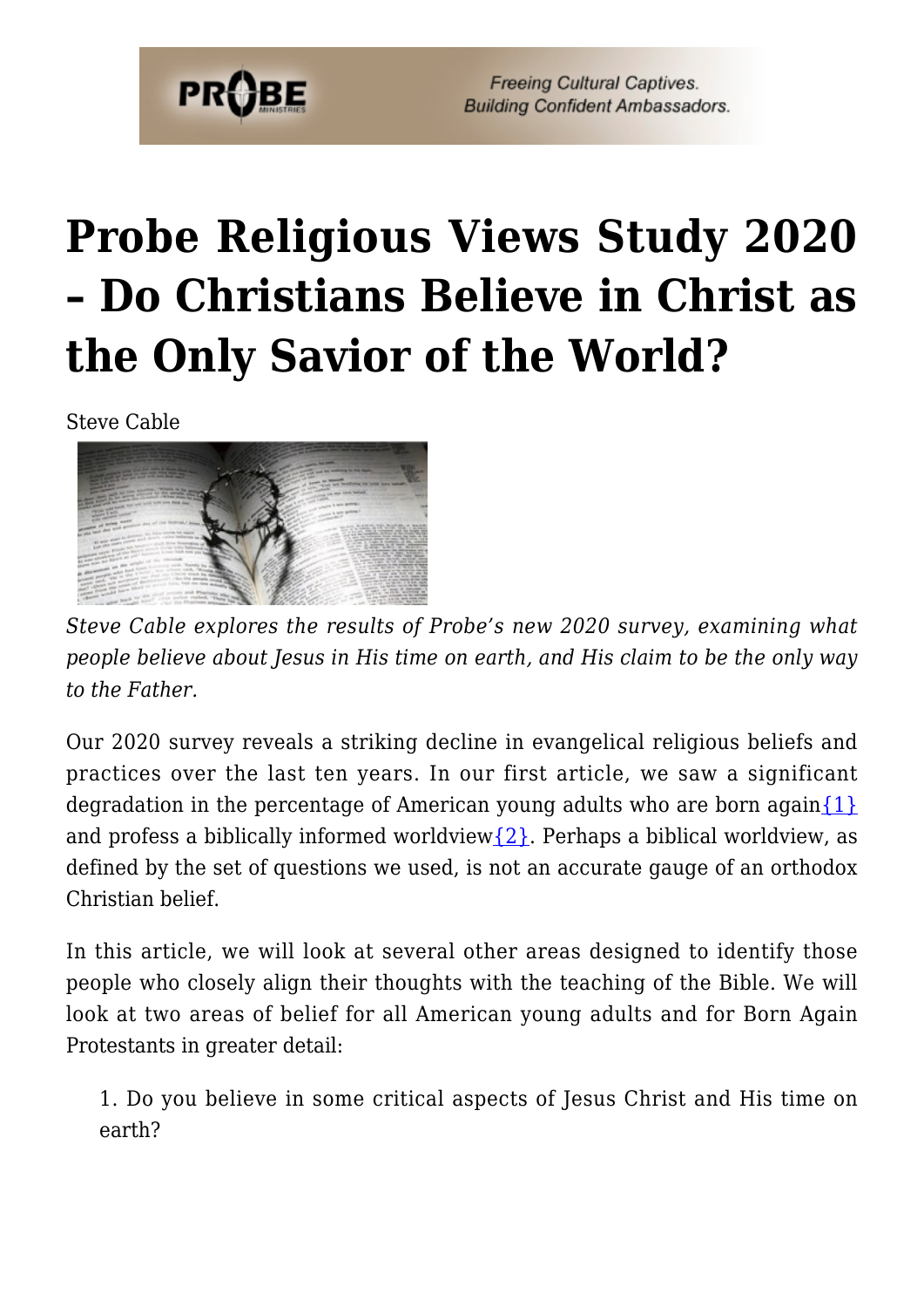# Probe Religious Views Study 2020 – Do Christians Believe in Christ as the Only Savior of the World?

Steve Cable

*Steve Cable explores the results of Probe's new 2020 survey, examining what people believe about Jesus in His time on earth, and His claim to be the only way to the Father.*

Our 2020 survey reveals a striking decline in evangelical religious beliefs and practices over the last ten years. In our first article, we saw a significant degradation in the percentage of American young adults who are born again{1} and profess a biblically informed worldview{2}. Perhaps a biblical worldview, as defined by the set of questions we used, is not an accurate gauge of an orthodox Christian belief.

In this article, we will look at several other areas designed to identify those people who closely align their thoughts with the teaching of the Bible. We will look at two areas of belief for all American young adults and for Born Again Protestants in greater detail:

1. Do you believe in some critical aspects of Jesus Christ and His time on earth?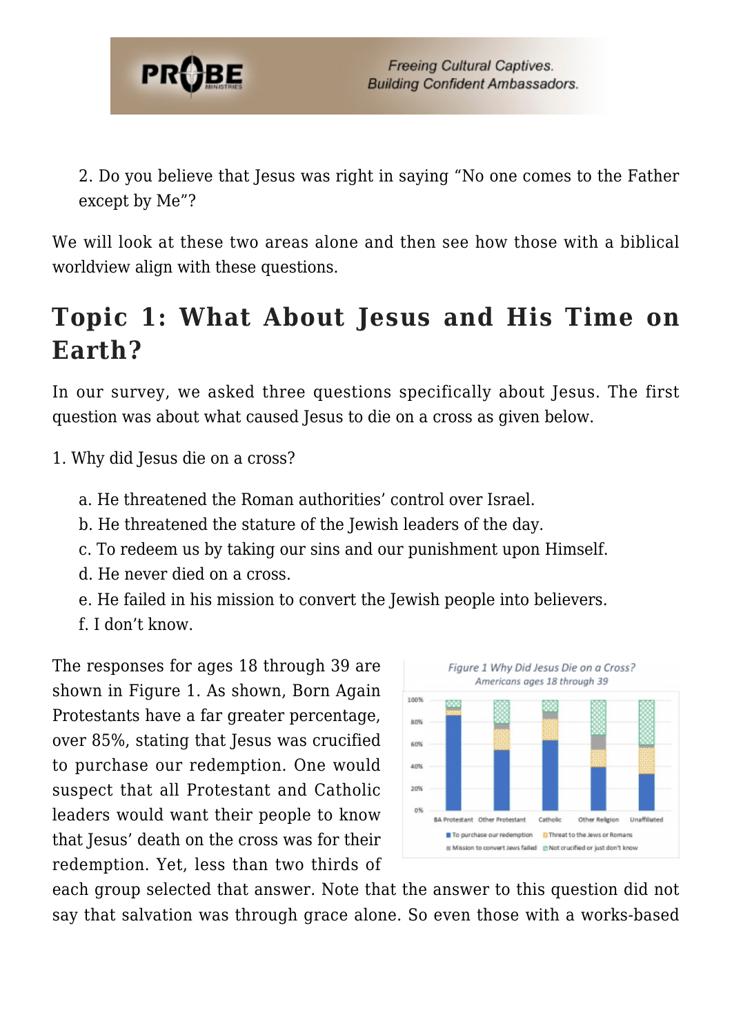2. Do you believe that Jesus was right in saying "No one comes to the Father except by Me"?

We will look at these two areas alone and then see how those with a biblical worldview align with these questions.

## Topic 1: What About Jesus and His Time on Earth?

In our survey, we asked three questions specifically about Jesus. The first question was about what caused Jesus to die on a cross as given below.

1. Why did Jesus die on a cross?

   a. He threatened the Roman authorities' control over Israel.
   b. He threatened the stature of the Jewish leaders of the day.
   c. To redeem us by taking our sins and our punishment upon Himself.
   d. He never died on a cross.
   e. He failed in his mission to convert the Jewish people into believers.
   f. I don't know.

The responses for ages 18 through 39 are shown in Figure 1. As shown, Born Again Protestants have a far greater percentage, over 85%, stating that Jesus was crucified to purchase our redemption. One would suspect that all Protestant and Catholic leaders would want their people to know that Jesus' death on the cross was for their redemption. Yet, less than two thirds of each group selected that answer. Note that the answer to this question did not say that salvation was through grace alone. So even those with a works-based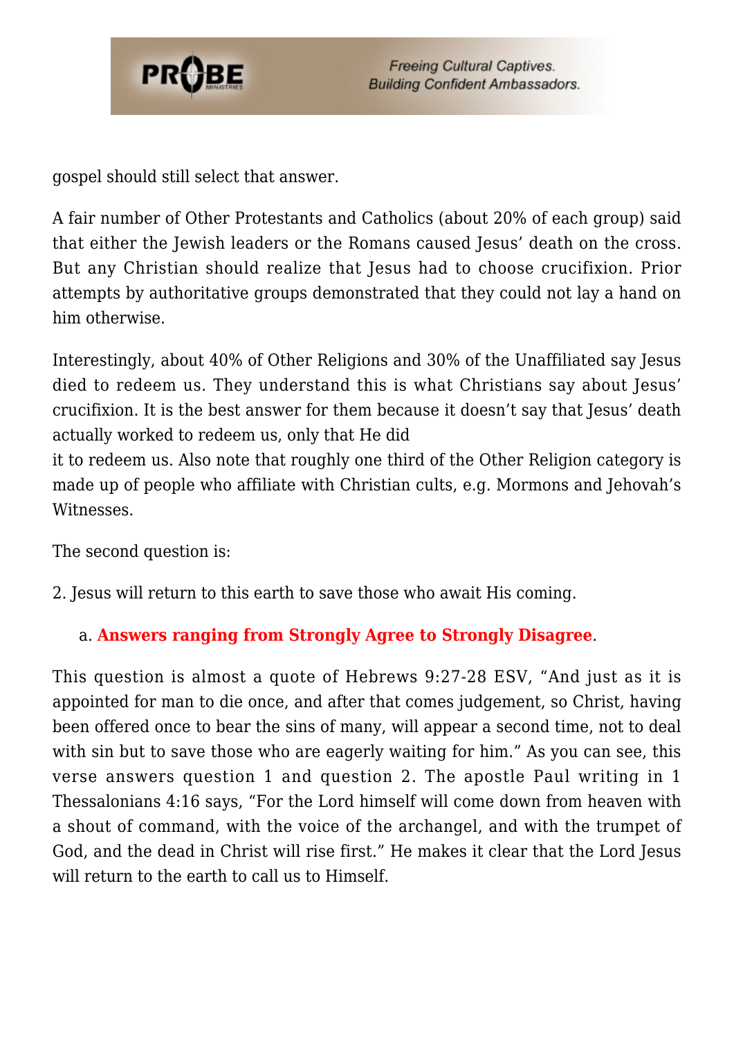gospel should still select that answer.

A fair number of Other Protestants and Catholics (about 20% of each group) said that either the Jewish leaders or the Romans caused Jesus' death on the cross. But any Christian should realize that Jesus had to choose crucifixion. Prior attempts by authoritative groups demonstrated that they could not lay a hand on him otherwise.

Interestingly, about 40% of Other Religions and 30% of the Unaffiliated say Jesus died to redeem us. They understand this is what Christians say about Jesus' crucifixion. It is the best answer for them because it doesn't say that Jesus' death actually worked to redeem us, only that He did it to redeem us. Also note that roughly one third of the Other Religion category is made up of people who affiliate with Christian cults, e.g. Mormons and Jehovah's Witnesses.

The second question is:

2. Jesus will return to this earth to save those who await His coming.

   a. **Answers ranging from Strongly Agree to Strongly Disagree**.

This question is almost a quote of Hebrews 9:27-28 ESV, "And just as it is appointed for man to die once, and after that comes judgement, so Christ, having been offered once to bear the sins of many, will appear a second time, not to deal with sin but to save those who are eagerly waiting for him." As you can see, this verse answers question 1 and question 2. The apostle Paul writing in 1 Thessalonians 4:16 says, "For the Lord himself will come down from heaven with a shout of command, with the voice of the archangel, and with the trumpet of God, and the dead in Christ will rise first." He makes it clear that the Lord Jesus will return to the earth to call us to Himself.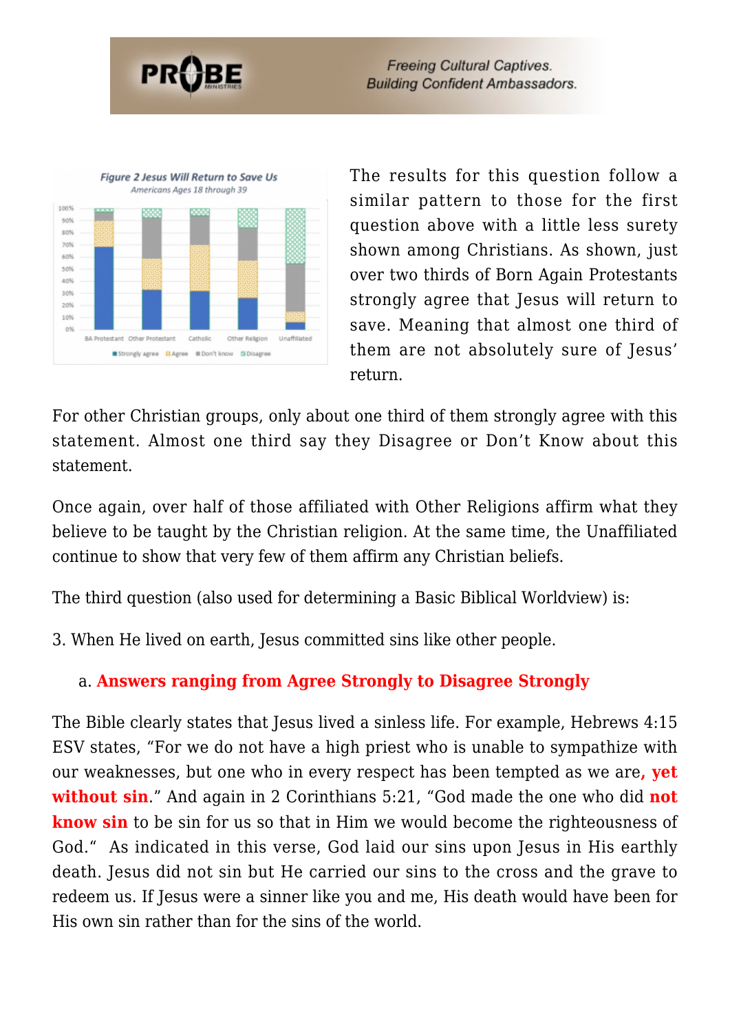The results for this question follow a similar pattern to those for the first question above with a little less surety shown among Christians. As shown, just over two thirds of Born Again Protestants strongly agree that Jesus will return to save. Meaning that almost one third of them are not absolutely sure of Jesus' return.

For other Christian groups, only about one third of them strongly agree with this statement. Almost one third say they Disagree or Don't Know about this statement.

Once again, over half of those affiliated with Other Religions affirm what they believe to be taught by the Christian religion. At the same time, the Unaffiliated continue to show that very few of them affirm any Christian beliefs.

The third question (also used for determining a Basic Biblical Worldview) is:

3. When He lived on earth, Jesus committed sins like other people.

   a. **Answers ranging from Agree Strongly to Disagree Strongly**

The Bible clearly states that Jesus lived a sinless life. For example, Hebrews 4:15 ESV states, "For we do not have a high priest who is unable to sympathize with our weaknesses, but one who in every respect has been tempted as we are**, yet without sin**." And again in 2 Corinthians 5:21, "God made the one who did **not know sin** to be sin for us so that in Him we would become the righteousness of God." As indicated in this verse, God laid our sins upon Jesus in His earthly death. Jesus did not sin but He carried our sins to the cross and the grave to redeem us. If Jesus were a sinner like you and me, His death would have been for His own sin rather than for the sins of the world.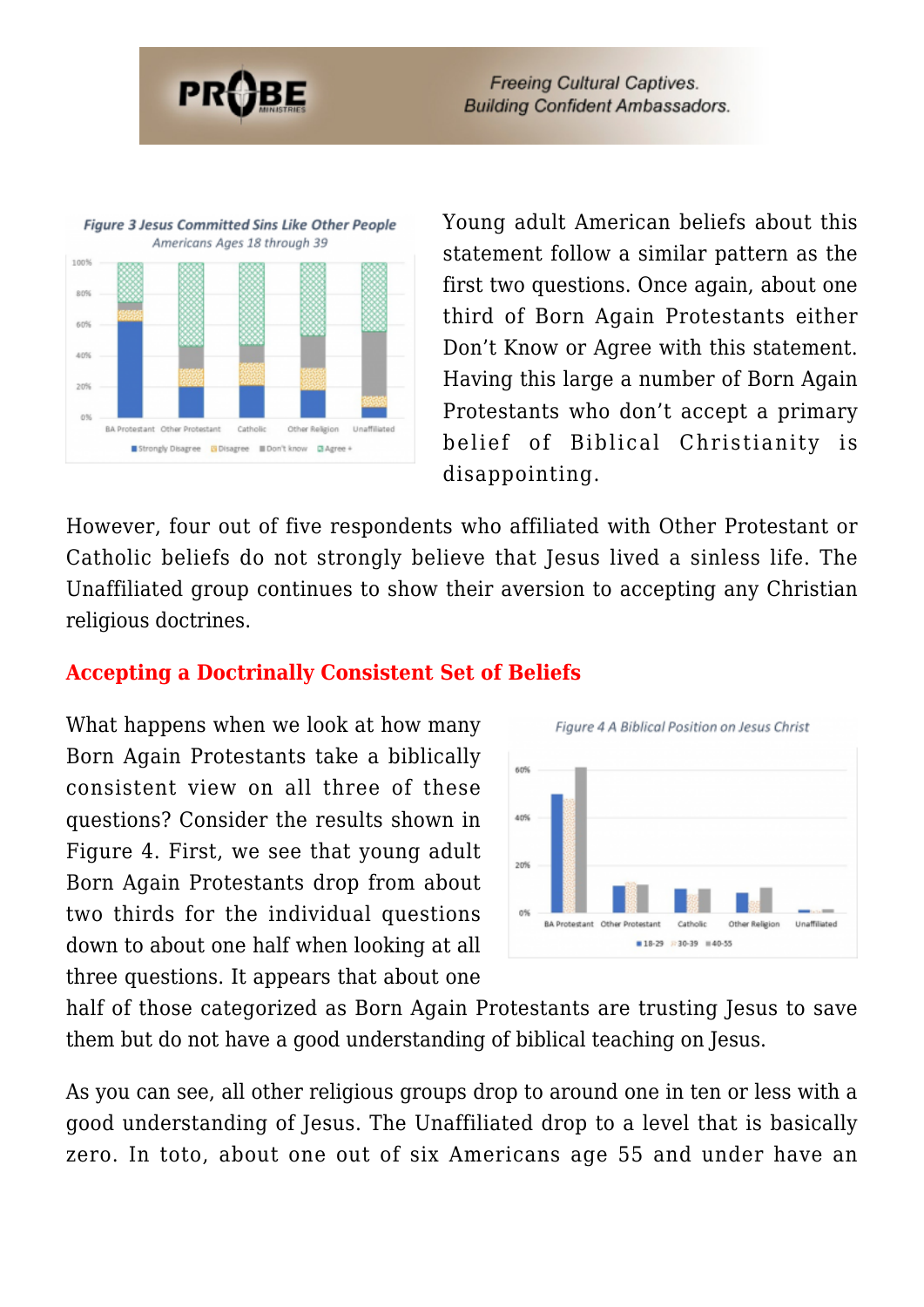Figure 3 Jesus Committed Sins Like Other People

Americans Ages 18 through 39

Young adult American beliefs about this statement follow a similar pattern as the first two questions. Once again, about one third of Born Again Protestants either Don't Know or Agree with this statement. Having this large a number of Born Again Protestants who don't accept a primary belief of Biblical Christianity is disappointing.

However, four out of five respondents who affiliated with Other Protestant or Catholic beliefs do not strongly believe that Jesus lived a sinless life. The Unaffiliated group continues to show their aversion to accepting any Christian religious doctrines.

## Accepting a Doctrinally Consistent Set of Beliefs

Figure 4 A Biblical Position on Jesus Christ

What happens when we look at how many Born Again Protestants take a biblically consistent view on all three of these questions? Consider the results shown in Figure 4. First, we see that young adult Born Again Protestants drop from about two thirds for the individual questions down to about one half when looking at all three questions. It appears that about one half of those categorized as Born Again Protestants are trusting Jesus to save them but do not have a good understanding of biblical teaching on Jesus.

As you can see, all other religious groups drop to around one in ten or less with a good understanding of Jesus. The Unaffiliated drop to a level that is basically zero. In toto, about one out of six Americans age 55 and under have an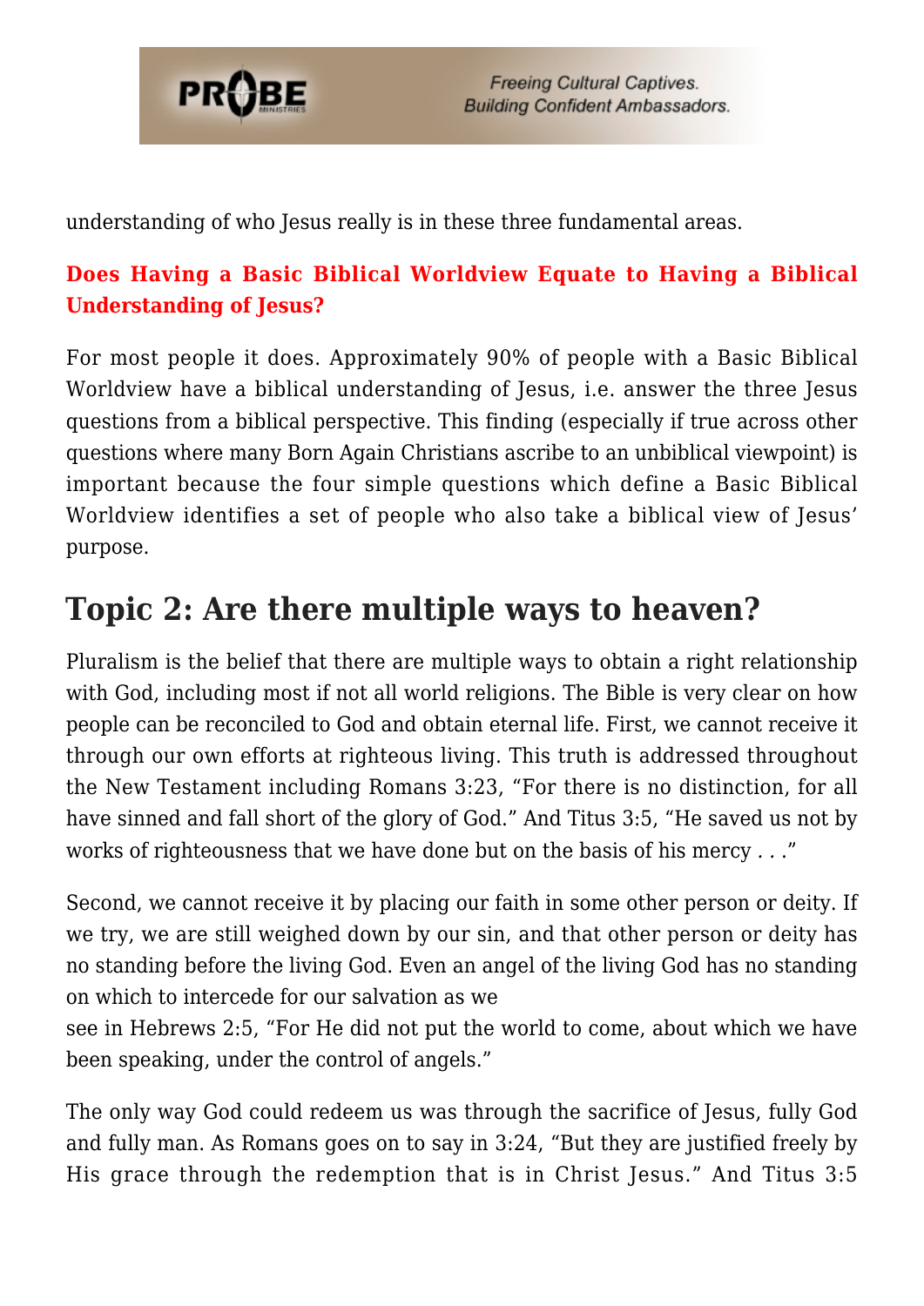understanding of who Jesus really is in these three fundamental areas.

### Does Having a Basic Biblical Worldview Equate to Having a Biblical Understanding of Jesus?

For most people it does. Approximately 90% of people with a Basic Biblical Worldview have a biblical understanding of Jesus, i.e. answer the three Jesus questions from a biblical perspective. This finding (especially if true across other questions where many Born Again Christians ascribe to an unbiblical viewpoint) is important because the four simple questions which define a Basic Biblical Worldview identifies a set of people who also take a biblical view of Jesus' purpose.

## Topic 2: Are there multiple ways to heaven?

Pluralism is the belief that there are multiple ways to obtain a right relationship with God, including most if not all world religions. The Bible is very clear on how people can be reconciled to God and obtain eternal life. First, we cannot receive it through our own efforts at righteous living. This truth is addressed throughout the New Testament including Romans 3:23, "For there is no distinction, for all have sinned and fall short of the glory of God." And Titus 3:5, "He saved us not by works of righteousness that we have done but on the basis of his mercy . . ."

Second, we cannot receive it by placing our faith in some other person or deity. If we try, we are still weighed down by our sin, and that other person or deity has no standing before the living God. Even an angel of the living God has no standing on which to intercede for our salvation as we see in Hebrews 2:5, "For He did not put the world to come, about which we have been speaking, under the control of angels."

The only way God could redeem us was through the sacrifice of Jesus, fully God and fully man. As Romans goes on to say in 3:24, "But they are justified freely by His grace through the redemption that is in Christ Jesus." And Titus 3:5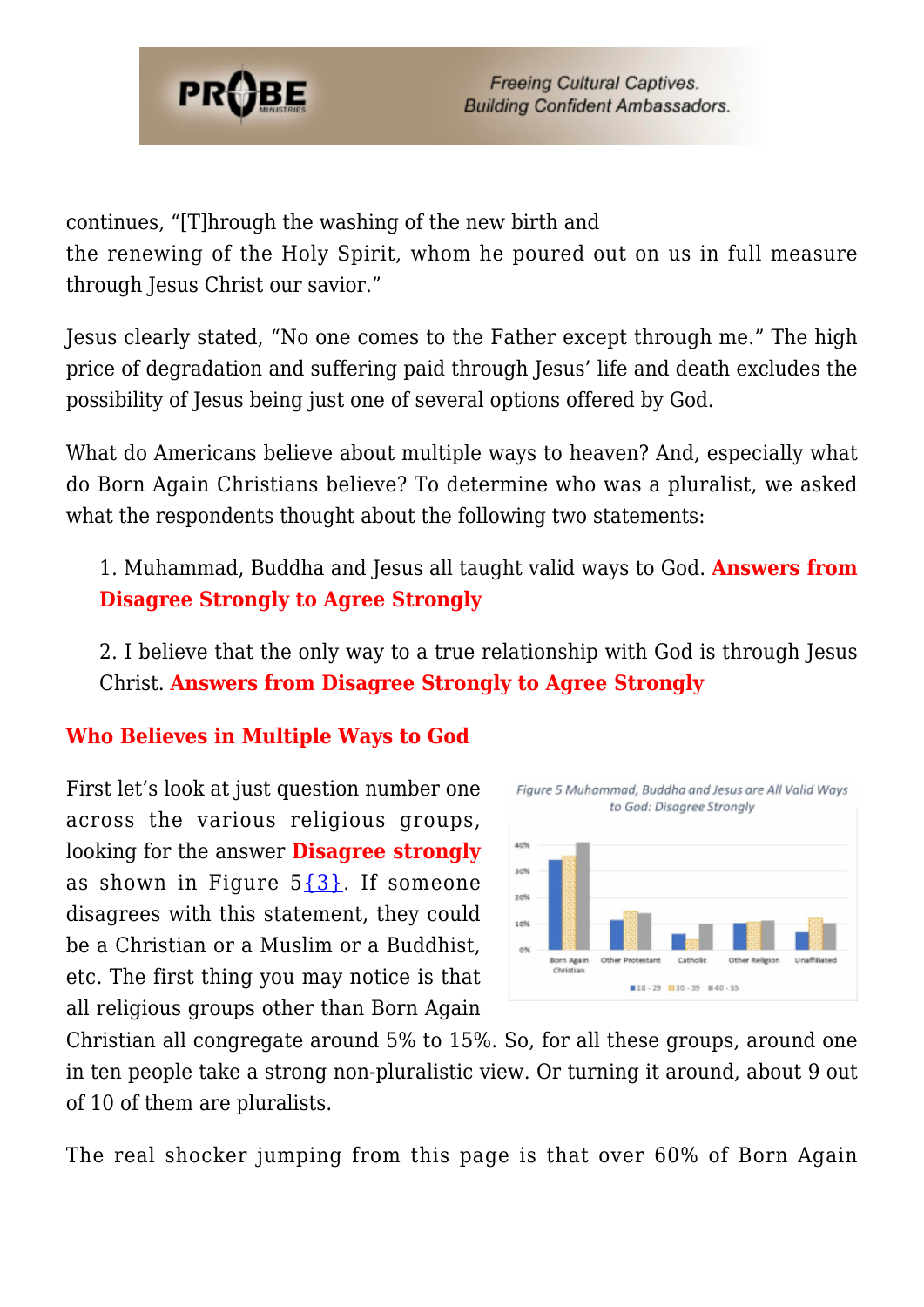continues, "[T]hrough the washing of the new birth and the renewing of the Holy Spirit, whom he poured out on us in full measure through Jesus Christ our savior."

Jesus clearly stated, "No one comes to the Father except through me." The high price of degradation and suffering paid through Jesus' life and death excludes the possibility of Jesus being just one of several options offered by God.

What do Americans believe about multiple ways to heaven? And, especially what do Born Again Christians believe? To determine who was a pluralist, we asked what the respondents thought about the following two statements:

1. Muhammad, Buddha and Jesus all taught valid ways to God. **Answers from Disagree Strongly to Agree Strongly**

2. I believe that the only way to a true relationship with God is through Jesus Christ. **Answers from Disagree Strongly to Agree Strongly**

## Who Believes in Multiple Ways to God

First let's look at just question number one across the various religious groups, looking for the answer **Disagree strongly** as shown in Figure 5{3}. If someone disagrees with this statement, they could be a Christian or a Muslim or a Buddhist, etc. The first thing you may notice is that all religious groups other than Born Again Christian all congregate around 5% to 15%. So, for all these groups, around one in ten people take a strong non-pluralistic view. Or turning it around, about 9 out of 10 of them are pluralists.

*Figure 5 Muhammad, Buddha and Jesus are All Valid Ways to God: Disagree Strongly*

The real shocker jumping from this page is that over 60% of Born Again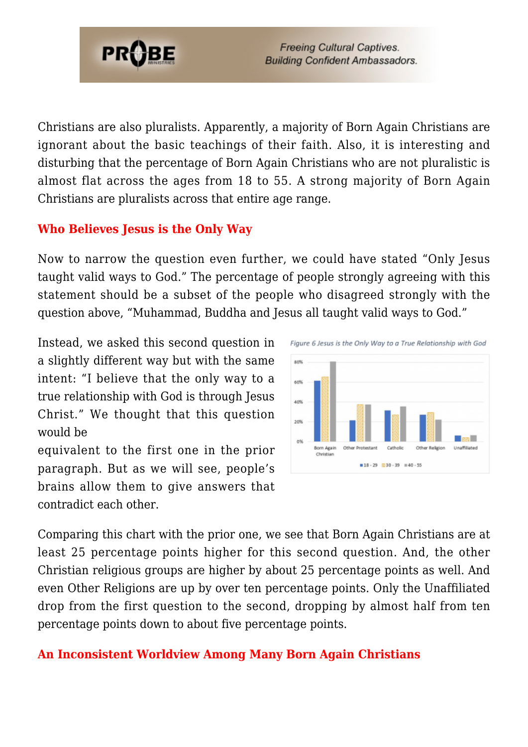Christians are also pluralists. Apparently, a majority of Born Again Christians are ignorant about the basic teachings of their faith. Also, it is interesting and disturbing that the percentage of Born Again Christians who are not pluralistic is almost flat across the ages from 18 to 55. A strong majority of Born Again Christians are pluralists across that entire age range.

### Who Believes Jesus is the Only Way

Now to narrow the question even further, we could have stated "Only Jesus taught valid ways to God." The percentage of people strongly agreeing with this statement should be a subset of the people who disagreed strongly with the question above, "Muhammad, Buddha and Jesus all taught valid ways to God."

Instead, we asked this second question in a slightly different way but with the same intent: "I believe that the only way to a true relationship with God is through Jesus Christ." We thought that this question would be equivalent to the first one in the prior paragraph. But as we will see, people's brains allow them to give answers that contradict each other.

*Figure 6 Jesus is the Only Way to a True Relationship with God*

Comparing this chart with the prior one, we see that Born Again Christians are at least 25 percentage points higher for this second question. And, the other Christian religious groups are higher by about 25 percentage points as well. And even Other Religions are up by over ten percentage points. Only the Unaffiliated drop from the first question to the second, dropping by almost half from ten percentage points down to about five percentage points.

### An Inconsistent Worldview Among Many Born Again Christians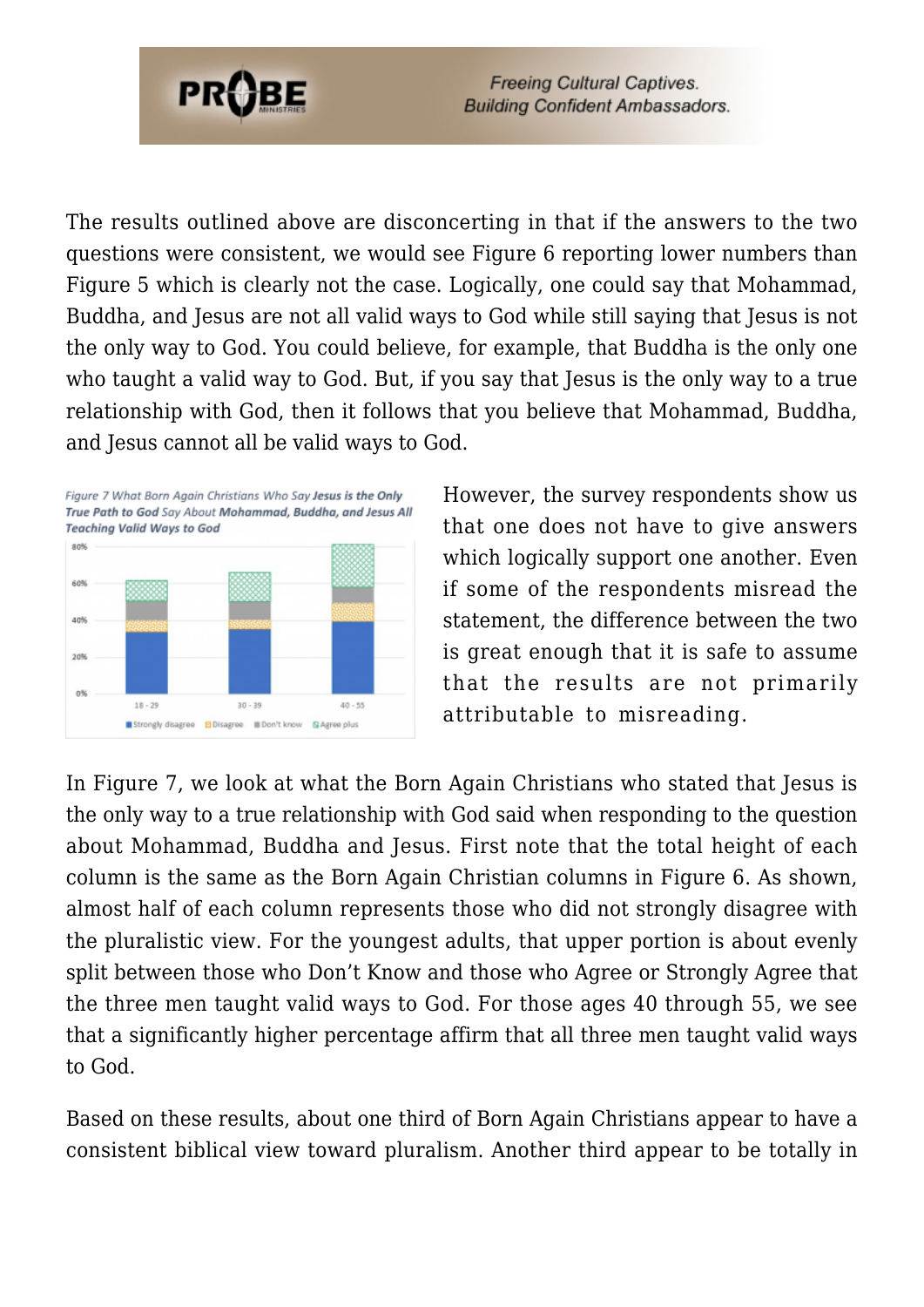The results outlined above are disconcerting in that if the answers to the two questions were consistent, we would see Figure 6 reporting lower numbers than Figure 5 which is clearly not the case. Logically, one could say that Mohammad, Buddha, and Jesus are not all valid ways to God while still saying that Jesus is not the only way to God. You could believe, for example, that Buddha is the only one who taught a valid way to God. But, if you say that Jesus is the only way to a true relationship with God, then it follows that you believe that Mohammad, Buddha, and Jesus cannot all be valid ways to God.

*Figure 7 What Born Again Christians Who Say **Jesus is the Only True Path to God** Say About **Mohammad, Buddha, and Jesus All Teaching Valid Ways to God***

However, the survey respondents show us that one does not have to give answers which logically support one another. Even if some of the respondents misread the statement, the difference between the two is great enough that it is safe to assume that the results are not primarily attributable to misreading.

In Figure 7, we look at what the Born Again Christians who stated that Jesus is the only way to a true relationship with God said when responding to the question about Mohammad, Buddha and Jesus. First note that the total height of each column is the same as the Born Again Christian columns in Figure 6. As shown, almost half of each column represents those who did not strongly disagree with the pluralistic view. For the youngest adults, that upper portion is about evenly split between those who Don't Know and those who Agree or Strongly Agree that the three men taught valid ways to God. For those ages 40 through 55, we see that a significantly higher percentage affirm that all three men taught valid ways to God.

Based on these results, about one third of Born Again Christians appear to have a consistent biblical view toward pluralism. Another third appear to be totally in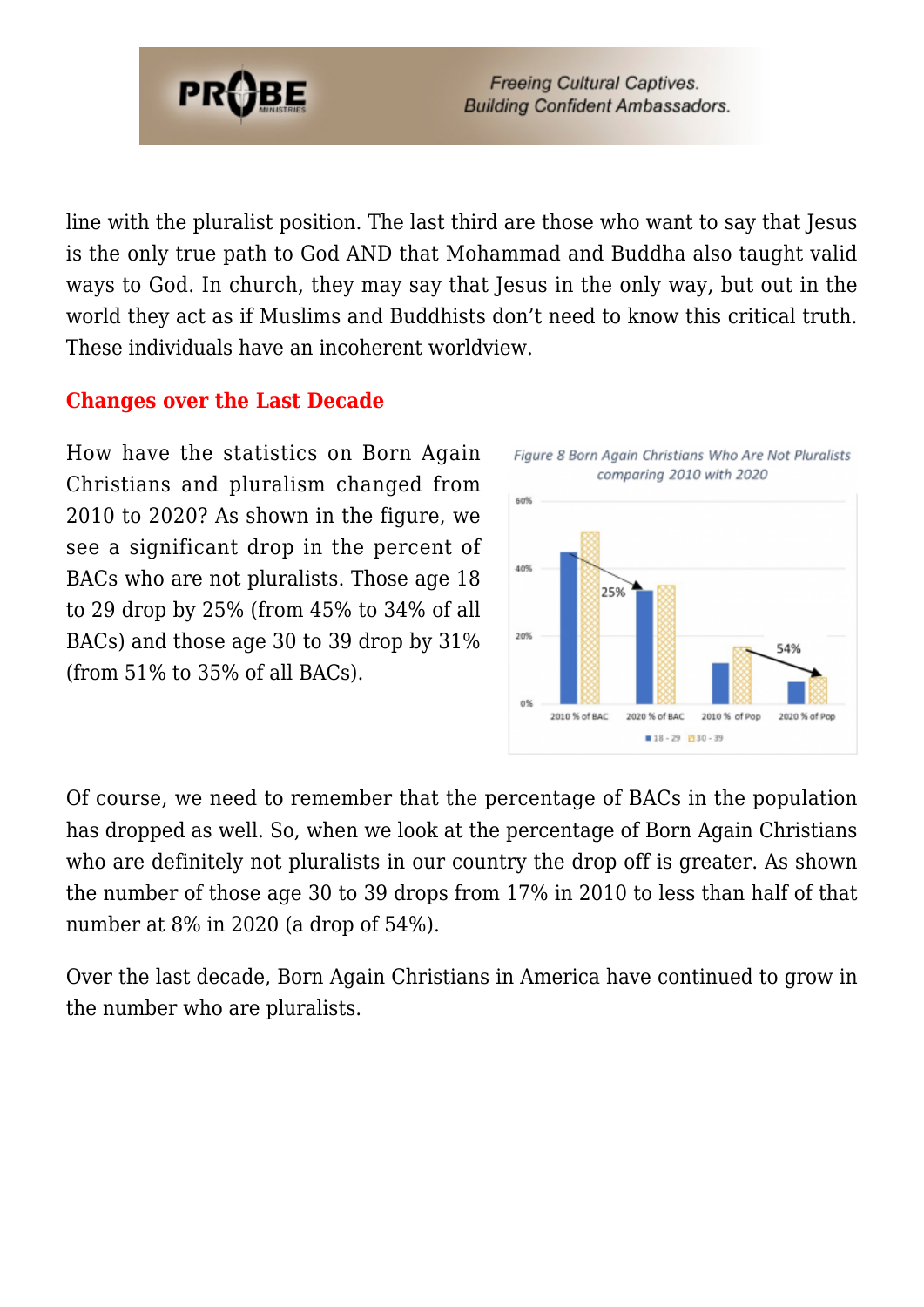line with the pluralist position. The last third are those who want to say that Jesus is the only true path to God AND that Mohammad and Buddha also taught valid ways to God. In church, they may say that Jesus in the only way, but out in the world they act as if Muslims and Buddhists don't need to know this critical truth. These individuals have an incoherent worldview.

### Changes over the Last Decade

How have the statistics on Born Again Christians and pluralism changed from 2010 to 2020? As shown in the figure, we see a significant drop in the percent of BACs who are not pluralists. Those age 18 to 29 drop by 25% (from 45% to 34% of all BACs) and those age 30 to 39 drop by 31% (from 51% to 35% of all BACs).

*Figure 8 Born Again Christians Who Are Not Pluralists comparing 2010 with 2020*

Of course, we need to remember that the percentage of BACs in the population has dropped as well. So, when we look at the percentage of Born Again Christians who are definitely not pluralists in our country the drop off is greater. As shown the number of those age 30 to 39 drops from 17% in 2010 to less than half of that number at 8% in 2020 (a drop of 54%).

Over the last decade, Born Again Christians in America have continued to grow in the number who are pluralists.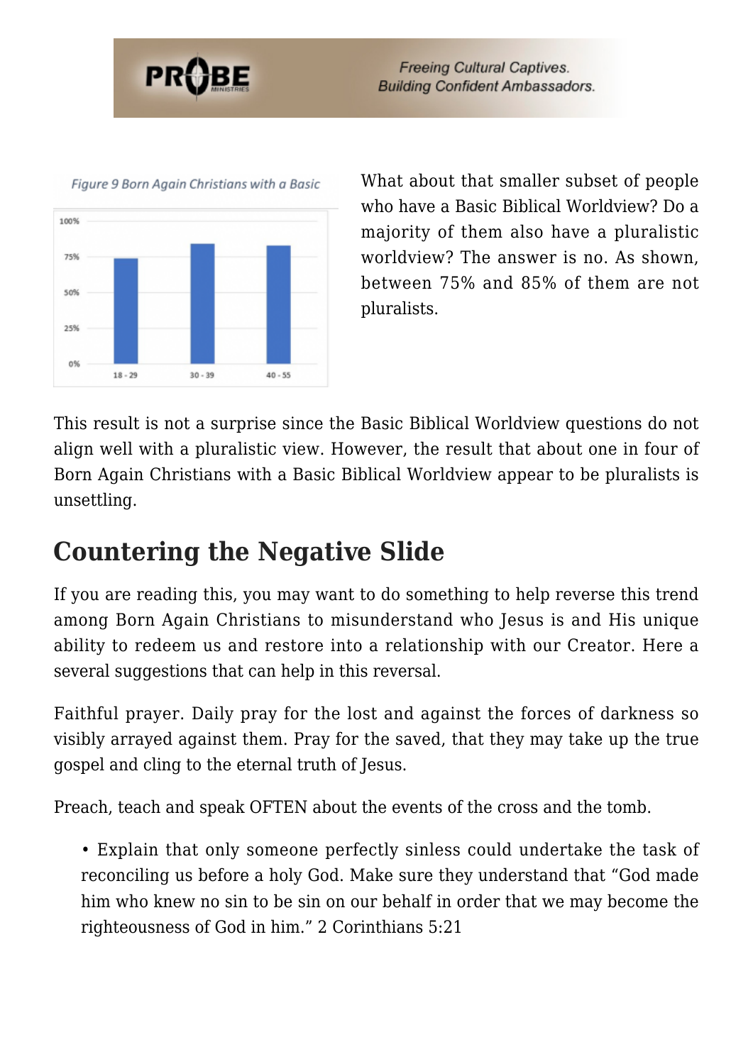Figure 9 Born Again Christians with a Basic

What about that smaller subset of people who have a Basic Biblical Worldview? Do a majority of them also have a pluralistic worldview? The answer is no. As shown, between 75% and 85% of them are not pluralists.

This result is not a surprise since the Basic Biblical Worldview questions do not align well with a pluralistic view. However, the result that about one in four of Born Again Christians with a Basic Biblical Worldview appear to be pluralists is unsettling.

## Countering the Negative Slide

If you are reading this, you may want to do something to help reverse this trend among Born Again Christians to misunderstand who Jesus is and His unique ability to redeem us and restore into a relationship with our Creator. Here a several suggestions that can help in this reversal.

Faithful prayer. Daily pray for the lost and against the forces of darkness so visibly arrayed against them. Pray for the saved, that they may take up the true gospel and cling to the eternal truth of Jesus.

Preach, teach and speak OFTEN about the events of the cross and the tomb.

- Explain that only someone perfectly sinless could undertake the task of reconciling us before a holy God. Make sure they understand that "God made him who knew no sin to be sin on our behalf in order that we may become the righteousness of God in him." 2 Corinthians 5:21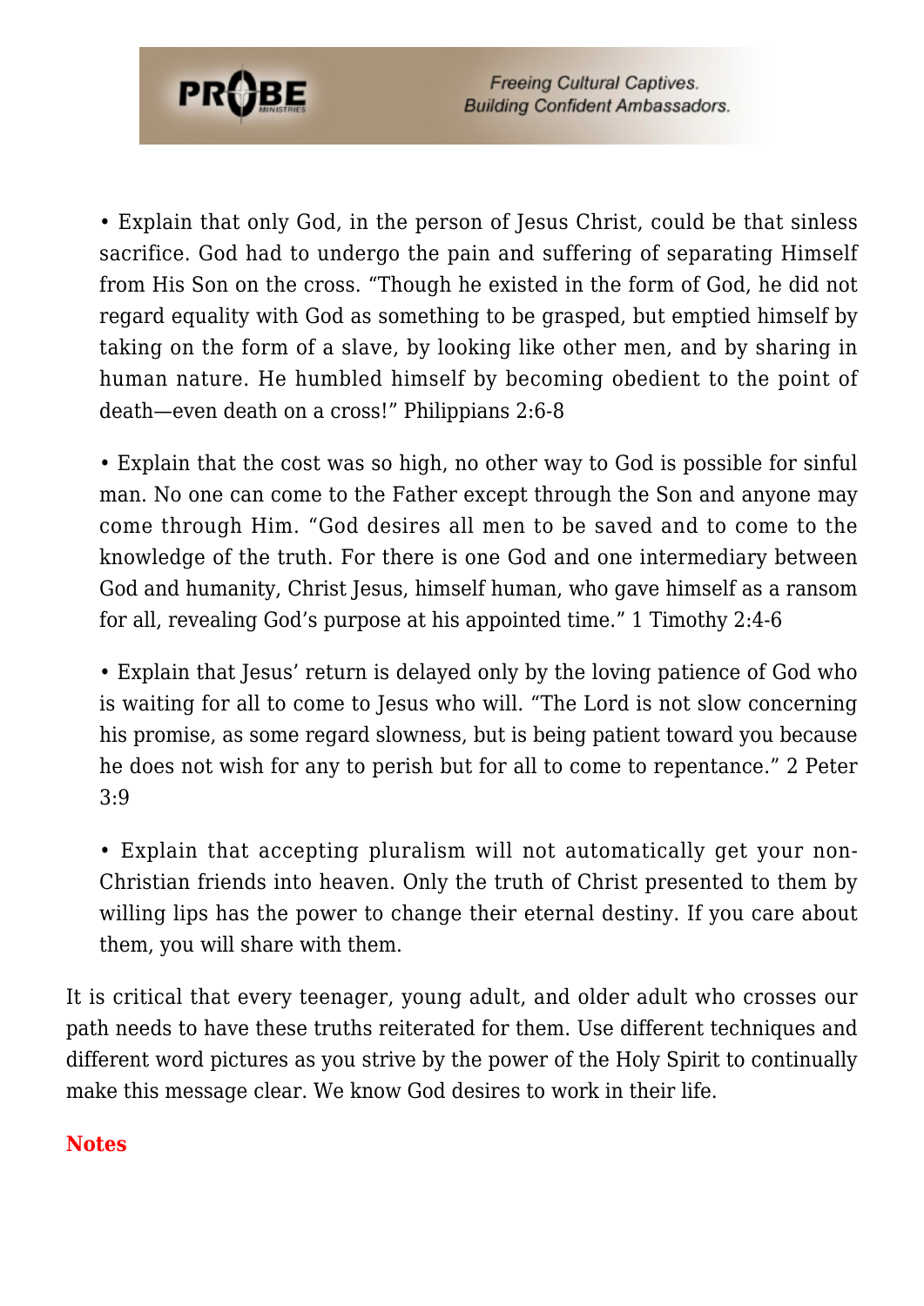- Explain that only God, in the person of Jesus Christ, could be that sinless sacrifice. God had to undergo the pain and suffering of separating Himself from His Son on the cross. "Though he existed in the form of God, he did not regard equality with God as something to be grasped, but emptied himself by taking on the form of a slave, by looking like other men, and by sharing in human nature. He humbled himself by becoming obedient to the point of death—even death on a cross!" Philippians 2:6-8

- Explain that the cost was so high, no other way to God is possible for sinful man. No one can come to the Father except through the Son and anyone may come through Him. "God desires all men to be saved and to come to the knowledge of the truth. For there is one God and one intermediary between God and humanity, Christ Jesus, himself human, who gave himself as a ransom for all, revealing God's purpose at his appointed time." 1 Timothy 2:4-6

- Explain that Jesus' return is delayed only by the loving patience of God who is waiting for all to come to Jesus who will. "The Lord is not slow concerning his promise, as some regard slowness, but is being patient toward you because he does not wish for any to perish but for all to come to repentance." 2 Peter 3:9

- Explain that accepting pluralism will not automatically get your non-Christian friends into heaven. Only the truth of Christ presented to them by willing lips has the power to change their eternal destiny. If you care about them, you will share with them.

It is critical that every teenager, young adult, and older adult who crosses our path needs to have these truths reiterated for them. Use different techniques and different word pictures as you strive by the power of the Holy Spirit to continually make this message clear. We know God desires to work in their life.

**Notes**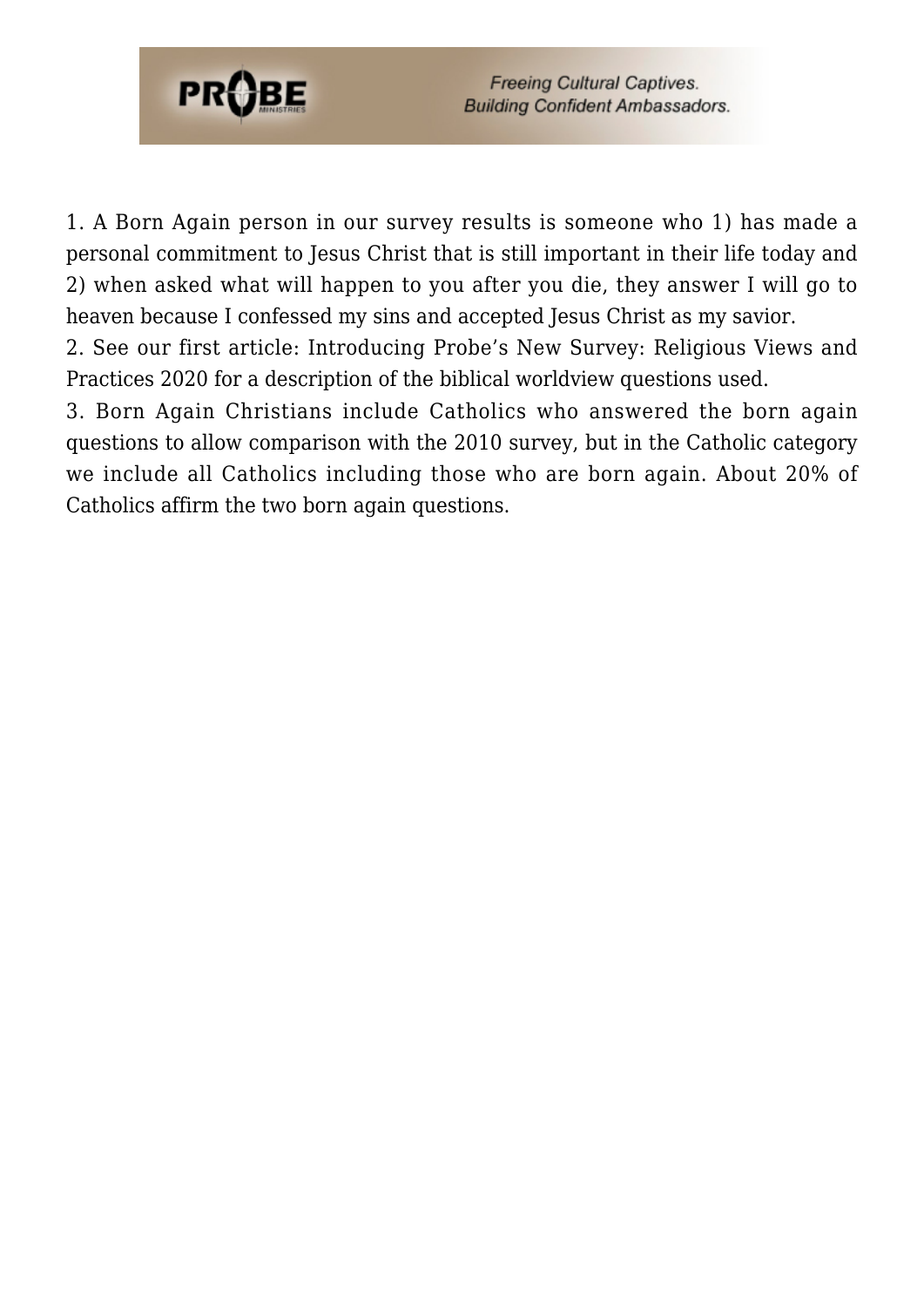1. A Born Again person in our survey results is someone who 1) has made a personal commitment to Jesus Christ that is still important in their life today and 2) when asked what will happen to you after you die, they answer I will go to heaven because I confessed my sins and accepted Jesus Christ as my savior.
2. See our first article: Introducing Probe's New Survey: Religious Views and Practices 2020 for a description of the biblical worldview questions used.
3. Born Again Christians include Catholics who answered the born again questions to allow comparison with the 2010 survey, but in the Catholic category we include all Catholics including those who are born again. About 20% of Catholics affirm the two born again questions.